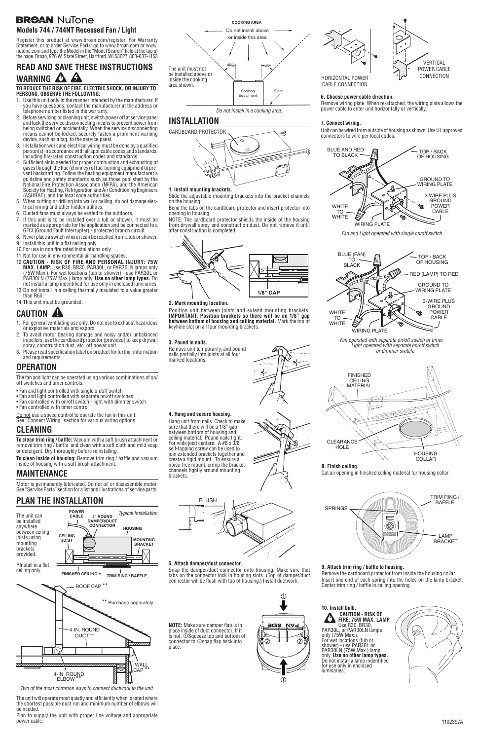# BROAN NuTone

## Models 744 / 744NT Recessed Fan / Light

Register this product at www.broan.com/register. For Warranty Statement, or to order Service Parts: go to www.broan.com or www.nutone.com and type the Model in the "Model Search" field at the top of the page. Broan, 926 W. State Street, Hartford, WI 53027 800-637-1453

## READ AND SAVE THESE INSTRUCTIONS

## WARNING

**TO REDUCE THE RISK OF FIRE, ELECTRIC SHOCK, OR INJURY TO PERSONS, OBSERVE THE FOLLOWING:**

1. Use this unit only in the manner intended by the manufacturer. If you have questions, contact the manufacturer at the address or telephone number listed in the warranty.
2. Before servicing or cleaning unit, switch power off at service panel and lock the service disconnecting means to prevent power from being switched on accidentally. When the service disconnecting means cannot be locked, securely fasten a prominent warning device, such as a tag, to the service panel.
3. Installation work and electrical wiring must be done by a qualified person(s) in accordance with all applicable codes and standards, including fire-rated construction codes and standards.
4. Sufficient air is needed for proper combustion and exhausting of gases through the flue (chimney) of fuel burning equipment to prevent backdrafting. Follow the heating equipment manufacturer's guideline and safety standards such as those published by the National Fire Protection Association (NFPA), and the American Society for Heating, Refrigeration and Air Conditioning Engineers (ASHRAE), and the local code authorities.
5. When cutting or drilling into wall or ceiling, do not damage electrical wiring and other hidden utilities.
6. Ducted fans must always be vented to the outdoors.
7. If this unit is to be installed over a tub or shower, it must be marked as appropriate for the application and be connected to a GFCI (Ground Fault Interrupter) - protected branch circuit.
8. Never place a switch where it can be reached from a tub or shower.
9. Install this unit in a flat ceiling only.
10. For use in non fire rated installations only.
11. Not for use in environmental air handling spaces.
12. **CAUTION - RISK OF FIRE AND PERSONAL INJURY: 75W MAX. LAMP.** Use R30, BR30, PAR30L, or PAR30LN lamps only (75W Max.). For wet locations (tub or shower) - use PAR30L or PAR30LN (75W Max.) lamp only. **Use no other lamp types.** Do not install a lamp identified for use only in enclosed luminaries.
13. Do not install in a ceiling thermally insulated to a value greater than R60.
14. This unit must be grounded.

## CAUTION

1. For general ventilating use only. Do not use to exhaust hazardous or explosive materials and vapors.
2. To avoid motor bearing damage and noisy and/or unbalanced impellers, use the cardboard protector (provided) to keep drywall spray, construction dust, etc. off power unit.
3. Please read specification label on product for further information and requirements.

## OPERATION

The fan and light can be operated using various combinations of on/off switches and timer controls:

- Fan and light controlled with single on/off switch
- Fan and light controlled with separate on/off switches
- Fan controlled with on/off switch - light with dimmer switch
- Fan controlled with timer control

Do not use a speed control to operate the fan in this unit. See "Connect Wiring" section for various wiring options.

## CLEANING

**To clean trim ring / baffle:** Vacuum with a soft brush attachment or remove trim ring / baffle and clean with a soft cloth and mild soap or detergent. Dry thoroughly before reinstalling.

**To clean inside of housing:** Remove trim ring / baffle and vacuum inside of housing with a soft brush attachment.

## MAINTENANCE

Motor is permanently lubricated. Do not oil or disassemble motor. See "Service Parts" section for a list and illustrations of service parts.

## PLAN THE INSTALLATION

The unit can be installed anywhere between ceiling joists using mounting brackets provided.

*Install in a flat ceiling only.

*Typical Installation* — POWER CABLE, 4" ROUND DAMPER/DUCT CONNECTOR, HOUSING, CEILING JOIST, MOUNTING BRACKET, FINISHED CEILING *, TRIM RING / BAFFLE

ROOF CAP **, ** Purchase separately, 4-IN. ROUND DUCT **, 4-IN. ROUND ELBOW **, WALL CAP **

*Two of the most common ways to connect ductwork to the unit.*

The unit will operate most quietly and efficiently when located where the shortest possible duct run and minimum number of elbows will be needed.

Plan to supply the unit with proper line voltage and appropriate power cable.

COOKING AREA — Do not install above or inside this area. 45°, 45°, Cooking Equipment, Floor

The unit must not be installed above or inside the cooking area shown.

*Do not install in a cooking area.*

## INSTALLATION

CARDBOARD PROTECTOR

**1. Install mounting brackets.**
Slide the adjustable mounting brackets into the bracket channels on the housing.
Bend the tabs on the cardboard protector and insert protector into opening in housing.
NOTE: The cardboard protector shields the inside of the housing from drywall spray and construction dust. Do not remove it until after construction is completed.

1/8" GAP

**2. Mark mounting location.**
Position unit between joists and extend mounting brackets. **IMPORTANT: Position brackets so there will be an 1/8" gap between bottom of housing and ceiling material.** Mark the top of keyhole slot on all four mounting brackets.

**3. Pound in nails.**
Remove unit temporarily, and pound nails partially into joists at all four marked locations.

**4. Hang and secure housing.**
Hang unit from nails. Check to make sure that there will be a 1/8" gap between bottom of housing and ceiling material. Pound nails tight. For wide joist centers: A #8 x 3/8 self-tapping screw can be used to join extended brackets together and create a rigid mount. To ensure a noise-free mount, crimp the bracket channels tightly around mounting brackets.

FLUSH

**5. Attach damper/duct connector.**
Snap the damper/duct connector onto housing. Make sure that tabs on the connector lock in housing slots. (Top of damper/duct connector will be flush with top of housing.) Install ductwork.

**NOTE:** Make sure damper flap is in place inside of duct connector. If it is not: ①Squeeze top and bottom of connector to ②snap flap back into place.

HORIZONTAL POWER CABLE CONNECTION — VERTICAL POWER CABLE CONNECTION

**6. Choose power cable direction.**
Remove wiring plate. When re-attached, the wiring plate allows the power cable to enter unit horizontally or vertically.

**7. Connect wiring.**
Unit can be wired from outside of housing as shown. Use UL approved connectors to wire per local codes.

BLUE AND RED TO BLACK, TOP / BACK OF HOUSING, GROUND TO WIRING PLATE, 2-WIRE PLUS GROUND POWER CABLE, WHITE TO WHITE, WIRING PLATE

*Fan and Light operated with single on/off switch*

BLUE (FAN) TO BLACK, TOP / BACK OF HOUSING, RED (LAMP) TO RED, GROUND TO WIRING PLATE, 3-WIRE PLUS GROUND POWER CABLE, WHITE TO WHITE, WIRING PLATE

*Fan operated with separate on/off switch or timer. Light operated with separate on/off switch or dimmer switch.*

FINISHED CEILING MATERIAL, CLEARANCE HOLE, HOUSING COLLAR

**8. Finish ceiling.**
Cut an opening in finished ceiling material for housing collar.

SPRINGS, TRIM RING / BAFFLE, LAMP BRACKET

**9. Attach trim ring / baffle to housing.**
Remove the cardboard protector from inside the housing collar.
Insert one end of each spring into the holes on the lamp bracket. Center trim ring / baffle in ceiling opening.

**10. Install bulb.**
**CAUTION - RISK OF FIRE: 75W MAX. LAMP** Use R30, BR30, PAR30L, or PAR30LN lamps only (75W Max.).
For wet locations (tub or shower) - use PAR30L or PAR30LN (75W Max.) lamp only. **Use no other lamp types.** Do not install a lamp indentified for use only in enclosed luminaries.

1102397A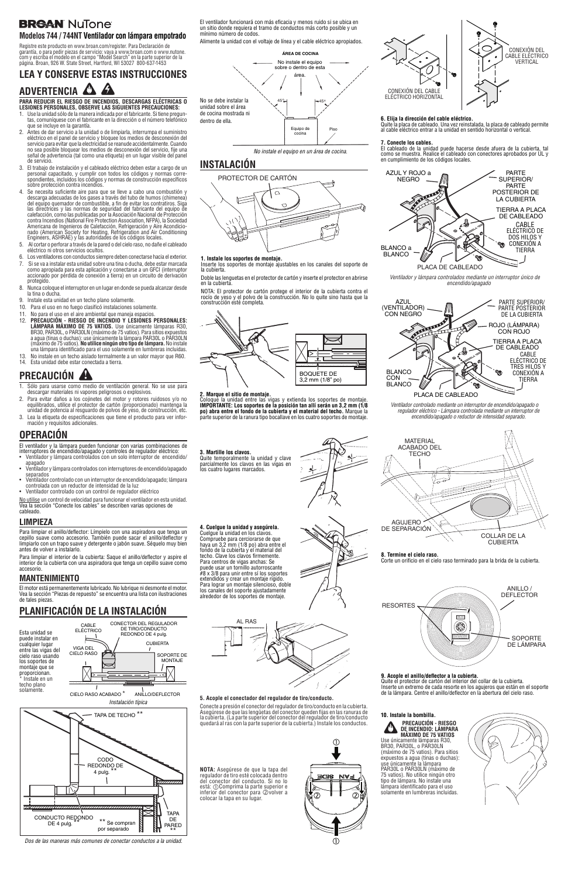# BROAN NuTone

**Modelos 744 / 744NT Ventilador con lámpara empotrado**

Registre este producto en www.broan.com/register. Para Declaración de garantía, o para pedir piezas de servicio: vaya a www.broan.com o www.nutone.com y escriba el modelo en el campo "Model Search" en la parte superior de la página. Broan, 926 W. State Street, Hartford, WI 53027 800-637-1453

## LEA Y CONSERVE ESTAS INSTRUCCIONES

## ADVERTENCIA

**PARA REDUCIR EL RIESGO DE INCENDIOS, DESCARGAS ELÉCTRICAS O LESIONES PERSONALES, OBSERVE LAS SIGUIENTES PRECAUCIONES:**

1. Use la unidad sólo de la manera indicada por el fabricante. Si tiene preguntas, comuníquese con el fabricante en la dirección o el número telefónico que se incluye en la garantía.
2. Antes de dar servicio a la unidad o de limpiarla, interrumpa el suministro eléctrico en el panel de servicio y bloquee los medios de desconexión del servicio para evitar que la electricidad se reanude accidentalmente. Cuando no sea posible bloquear los medios de desconexión del servicio, fije una señal de advertencia (tal como una etiqueta) en un lugar visible del panel de servicio.
3. El trabajo de instalación y el cableado eléctrico deben estar a cargo de un personal capacitado, y cumplir con todos los códigos y normas correspondientes, incluidos los códigos y normas de construcción específicos sobre protección contra incendios.
4. Se necesita suficiente aire para que se lleve a cabo una combustión y descarga adecuadas de los gases a través del tubo de humos (chimenea) del equipo quemador de combustible, a fin de evitar los contratiros. Siga las directrices y las normas de seguridad del fabricante del equipo de calefacción, como las publicadas por la Asociación Nacional de Protección contra Incendios (National Fire Protection Association, NFPA), la Sociedad Americana de Ingenieros de Calefacción, Refrigeración y Aire Acondicionado (American Society for Heating, Refrigeration and Air Conditioning Engineers, ASHRAE) y las autoridades de los códigos locales.
5. Al cortar o perforar a través de la pared o del cielo raso, no dañe el cableado eléctrico ni otros servicios ocultos.
6. Los ventiladores con conductos siempre deben conectarse hacia el exterior.
7. Si se va a instalar esta unidad sobre una tina o ducha, debe estar marcada como apropiada para esta aplicación y conectarse a un GFCI (interruptor accionado por pérdida de conexión a tierra) en un circuito de derivación protegido.
8. Nunca coloque el interruptor en un lugar en donde se pueda alcanzar desde la tina o ducha.
9. Instale esta unidad en un techo plano solamente.
10. Para el uso en no fuego clasificó instalaciones solamente.
11. No para el uso en el aire ambiental que maneja espacios.
12. **PRECAUCIÓN - RIESGO DE INCENDIO Y LESIONES PERSONALES: LÁMPARA MÁXIMO DE 75 VATIOS.** Use únicamente lámparas R30, BR30, PAR30L, o PAR30LN (máximo de 75 vatios). Para sitios expuestos a agua (tinas o duchas): use únicamente la lámpara PAR30L o PAR30LN (máximo de 75 vatios). **No utilice ningún otro tipo de lámpara.** No instale una lámpara identificado para el uso solamente en lumbreras incluidas.
13. No instale en un techo aislado térmicamente a un valor mayor que R60.
14. Esta unidad debe estar conectada a tierra.

## PRECAUCIÓN

1. Sólo para usarse como medio de ventilación general. No se use para descargar materiales ni vapores peligrosos o explosivos.
2. Para evitar daños a los cojinetes del motor y rotores ruidosos y/o no equilibrados, utilice el protector de cartón (proporcionado) mantenga la unidad de potencia al resguardo de polvos de yeso, de construcción, etc.
3. Lea la etiqueta de especificaciones que tiene el producto para ver información y requisitos adicionales.

## OPERACIÓN

El ventilador y la lámpara pueden funcionar con varias combinaciones de interruptores de encendido/apagado y controles de regulador eléctrico:

- Ventilador y lámpara controlados con sólo un solo interruptor de encendido/apagado
- Ventilador y lámpara controlados con interruptores de encendido/apagado separados
- Ventilador controlado con un interruptor de encendido/apagado; lámpara controlada con un reductor de intensidad de la luz
- Ventilador controlado con un control de regulador eléctrico

No utilice un control de velocidad para funcionar el ventilador en esta unidad. Vea la sección "Conecte los cables" se describen varias opciones de cableado.

### LIMPIEZA

Para limpiar el anillo/deflector: Límpielo con una aspiradora que tenga un cepillo suave como accesorio. También puede sacar el anillo/deflector y limpiarlo con un trapo suave y detergente o jabón suave. Séquelo muy bien antes de volver a instalarlo.

Para limpiar el interior de la cubierta: Saque el anillo/deflector y aspire el interior de la cubierta con una aspiradora que tenga un cepillo suave como accesorio.

### MANTENIMIENTO

El motor está permanentemente lubricado. No lubrique ni desmonte el motor. Vea la sección "Piezas de repuesto" se encuentra una lista con ilustraciones de tales piezas.

## PLANIFICACIÓN DE LA INSTALACIÓN

Esta unidad se puede instalar en cualquier lugar entre las vigas del cielo raso usando los soportes de montaje que se proporcionan.
* Instale en un techo plano solamente.

CABLE ELÉCTRICO
CONECTOR DEL REGULADOR DE TIRO/CONDUCTO REDONDO DE 4 pulg.
CUBIERTA
VIGA DEL CIELO RASO
SOPORTE DE MONTAJE
CIELO RASO ACABADO *
ANILLO/DEFLECTOR

*Instalación típica*

TAPA DE TECHO **
CODO REDONDO DE 4 pulg. **
CONDUCTO REDONDO DE 4 pulg. **
** Se compran por separado
TAPA DE PARED **

*Dos de las maneras más comunes de conectar conductos a la unidad.*

El ventilador funcionará con más eficacia y menos ruido si se ubica en un sitio donde requiera el tramo de conductos más corto posible y un mínimo número de codos.

Alimente la unidad con el voltaje de línea y el cable eléctrico apropiados.

ÁREA DE COCINA
No instale el equipo sobre o dentro de esta área.
45°
45°
Equipo de cocina
Piso

No se debe instalar la unidad sobre el área de cocina mostrada ni dentro de ella.

*No instale el equipo en un área de cocina.*

## INSTALACIÓN

PROTECTOR DE CARTÓN

**1. Instale los soportes de montaje.**
Inserte los soportes de montaje ajustables en los canales del soporte de la cubierta.

Doble las lengüetas en el protector de cartón y inserte el protector en abrirse en la cubierta.

NOTA: El protector de cartón protege el interior de la cubierta contra el rocío de yeso y el polvo de la construcción. No lo quite sino hasta que la construcción esté completa.

BOQUETE DE 3,2 mm (1/8" po)

**2. Marque el sitio de montaje.**
Coloque la unidad entre las vigas y extienda los soportes de montaje. **IMPORTANTE: Los soportes de la posición tan allí serán un 3,2 mm (1/8 po) abra entre el fondo de la cubierta y el material del techo.** Marque la parte superior de la ranura tipo bocallave en los cuatro soportes de montaje.

**3. Martille los clavos.**
Quite temporalmente la unidad y clave parcialmente los clavos en las vigas en los cuatro lugares marcados.

**4. Cuelgue la unidad y asegúrela.**
Cuelgue la unidad en los clavos. Compruebe para cerciorarse de que haya un 3,2 mm (1/8 po) abra entre el fondo de la cubierta y del material del techo. Clave los clavos firmemente. Para centros de vigas anchas: Se puede usar un tornillo autorroscante #8 x 3/8 para unir entre sí los soportes extendidos y crear un montaje rígido. Para lograr un montaje silencioso, doble los canales del soporte ajustadamente alrededor de los soportes de montaje.

AL RAS

**5. Acople el conectador del regulador de tiro/conducto.**

Conecte a presión el conector del regulador de tiro/conducto en la cubierta. Asegúrese de que las lengüetas del conector queden fijas en las ranuras de la cubierta. (La parte superior del conector del regulador de tiro/conducto quedará al ras con la parte superior de la cubierta.) Instale los conductos.

**NOTA:** Asegúrese de que la tapa del regulador de tiro esté colocada dentro del conector del conducto. Si no lo está: ① Comprima la parte superior e inferior del conector para ② volver a colocar la tapa en su lugar.

CONEXIÓN DEL CABLE ELÉCTRICO HORIZONTAL
CONEXIÓN DEL CABLE ELÉCTRICO VERTICAL

**6. Elija la dirección del cable eléctrico.**
Quite la placa de cableado. Una vez reinstalada, la placa de cableado permite al cable eléctrico entrar a la unidad en sentido horizontal o vertical.

**7. Conecte los cables.**
El cableado de la unidad puede hacerse desde afuera de la cubierta, tal como se muestra. Realice el cableado con conectores aprobados por UL y en cumplimiento de los códigos locales.

AZUL Y ROJO a NEGRO
PARTE SUPERIOR/ PARTE POSTERIOR DE LA CUBIERTA
TIERRA A PLACA DE CABLEADO
CABLE ELÉCTRICO DE DOS HILOS Y CONEXIÓN A TIERRA
BLANCO a BLANCO
PLACA DE CABLEADO

*Ventilador y lámpara controlados mediante un interruptor único de encendido/apagado*

AZUL (VENTILADOR) CON NEGRO
PARTE SUPERIOR/ PARTE POSTERIOR DE LA CUBIERTA
ROJO (LÁMPARA) CON ROJO
TIERRA A PLACA DE CABLEADO
CABLE ELÉCTRICO DE TRES HILOS Y CONEXIÓN A TIERRA
BLANCO CON BLANCO
PLACA DE CABLEADO

*Ventilador controlado mediante un interruptor de encendido/apagado o regulador eléctrico - Lámpara controlada mediante un interruptor de encendido/apagado o reductor de intensidad separado.*

MATERIAL ACABADO DEL TECHO
AGUJERO DE SEPARACIÓN
COLLAR DE LA CUBIERTA

**8. Termine el cielo raso.**
Corte un orificio en el cielo raso terminado para la brida de la cubierta.

RESORTES
ANILLO / DEFLECTOR
SOPORTE DE LÁMPARA

**9. Acople el anillo/deflector a la cubierta.**
Quite el protector de cartón del interior del collar de la cubierta. Inserte un extremo de cada resorte en los agujeros que están en el soporte de la lámpara. Centre el anillo/deflector en la abertura del cielo raso.

**10. Instale la bombilla.**

**PRECAUCIÓN - RIESGO DE INCENDIO: LÁMPARA MÁXIMO DE 75 VATIOS**
Use únicamente lámparas R30, BR30, PAR30L, o PAR30LN (máximo de 75 vatios). Para sitios expuestos a agua (tinas o duchas): use únicamente la lámpara PAR30L o PAR30LN (máximo de 75 vatios). No utilice ningún otro tipo de lámpara. No instale una lámpara identificado para el uso solamente en lumbreras incluidas.